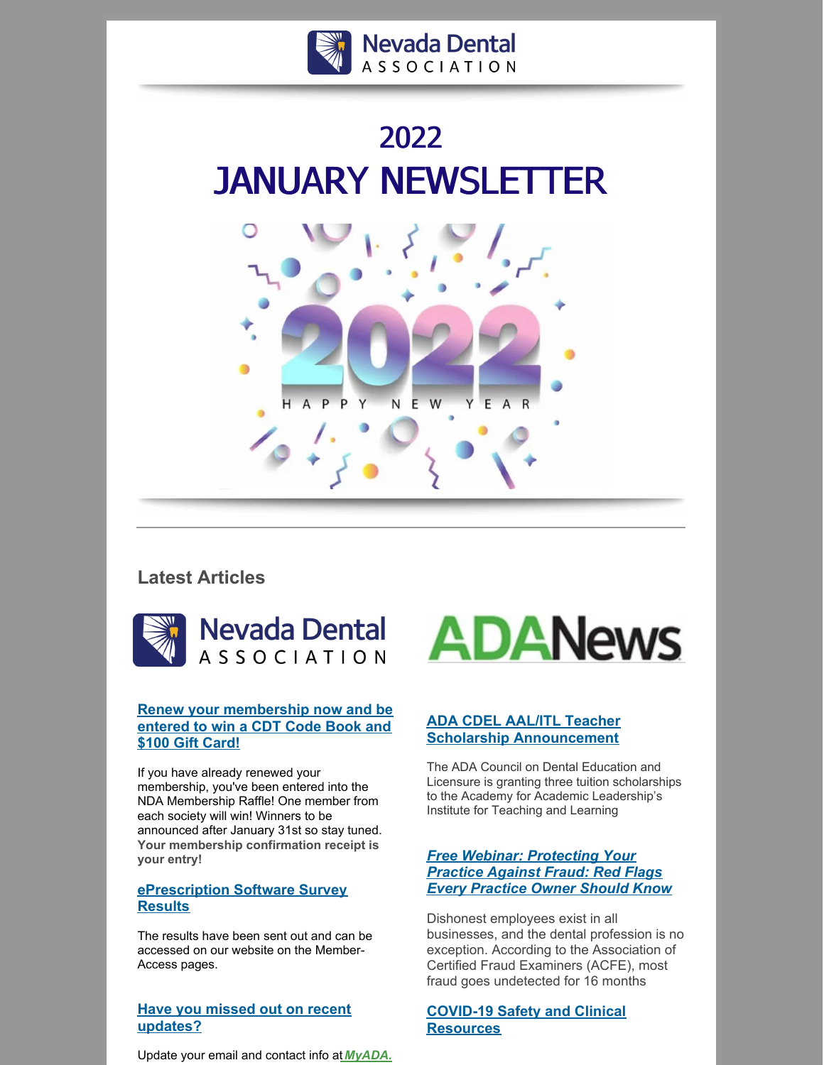# 2022

# JANUARY NEWSLETTER

## Latest Articles

### Renew your membership now and be entered to win a CDT Code Book and $100 Gift Card!

If you have already renewed your membership, you've been entered into the NDA Membership Raffle! One member from each society will win! Winners to be announced after January 31st so stay tuned. **Your membership confirmation receipt is your entry!**

### ePrescription Software Survey Results

The results have been sent out and can be accessed on our website on the Member-Access pages.

### Have you missed out on recent updates?

Update your email and contact info at ***MyADA.***

### ADA CDEL AAL/ITL Teacher Scholarship Announcement

The ADA Council on Dental Education and Licensure is granting three tuition scholarships to the Academy for Academic Leadership's Institute for Teaching and Learning

### *Free Webinar: Protecting Your Practice Against Fraud: Red Flags Every Practice Owner Should Know*

Dishonest employees exist in all businesses, and the dental profession is no exception. According to the Association of Certified Fraud Examiners (ACFE), most fraud goes undetected for 16 months

### COVID-19 Safety and Clinical Resources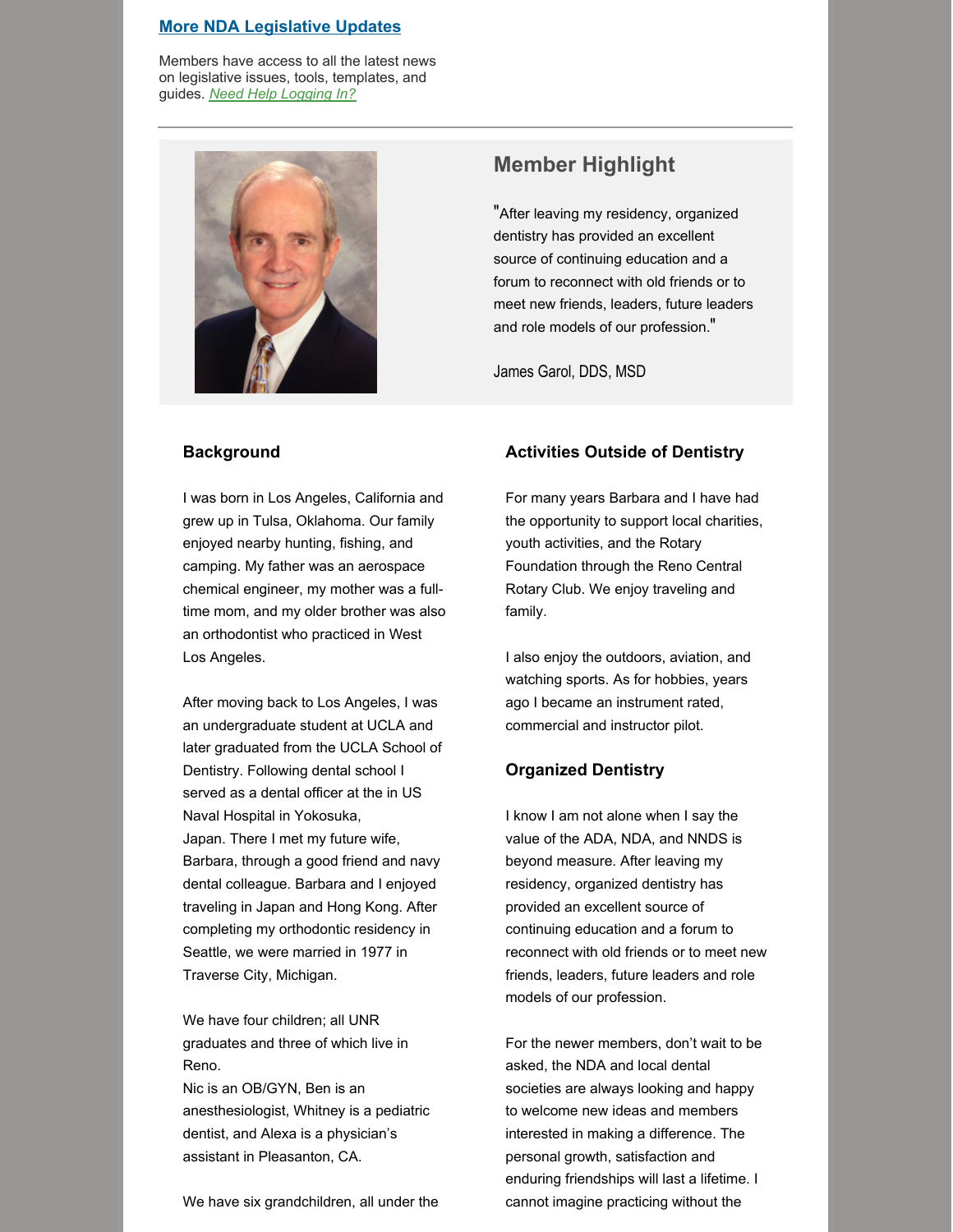## [More NDA Legislative Updates]

Members have access to all the latest news on legislative issues, tools, templates, and guides. *Need Help Logging In?*

---

## Member Highlight

"After leaving my residency, organized dentistry has provided an excellent source of continuing education and a forum to reconnect with old friends or to meet new friends, leaders, future leaders and role models of our profession."

James Garol, DDS, MSD

### Background

I was born in Los Angeles, California and grew up in Tulsa, Oklahoma. Our family enjoyed nearby hunting, fishing, and camping. My father was an aerospace chemical engineer, my mother was a full-time mom, and my older brother was also an orthodontist who practiced in West Los Angeles.

After moving back to Los Angeles, I was an undergraduate student at UCLA and later graduated from the UCLA School of Dentistry. Following dental school I served as a dental officer at the in US Naval Hospital in Yokosuka, Japan. There I met my future wife, Barbara, through a good friend and navy dental colleague. Barbara and I enjoyed traveling in Japan and Hong Kong. After completing my orthodontic residency in Seattle, we were married in 1977 in Traverse City, Michigan.

We have four children; all UNR graduates and three of which live in Reno.
Nic is an OB/GYN, Ben is an anesthesiologist, Whitney is a pediatric dentist, and Alexa is a physician's assistant in Pleasanton, CA.

We have six grandchildren, all under the

### Activities Outside of Dentistry

For many years Barbara and I have had the opportunity to support local charities, youth activities, and the Rotary Foundation through the Reno Central Rotary Club. We enjoy traveling and family.

I also enjoy the outdoors, aviation, and watching sports. As for hobbies, years ago I became an instrument rated, commercial and instructor pilot.

### Organized Dentistry

I know I am not alone when I say the value of the ADA, NDA, and NNDS is beyond measure. After leaving my residency, organized dentistry has provided an excellent source of continuing education and a forum to reconnect with old friends or to meet new friends, leaders, future leaders and role models of our profession.

For the newer members, don't wait to be asked, the NDA and local dental societies are always looking and happy to welcome new ideas and members interested in making a difference. The personal growth, satisfaction and enduring friendships will last a lifetime. I cannot imagine practicing without the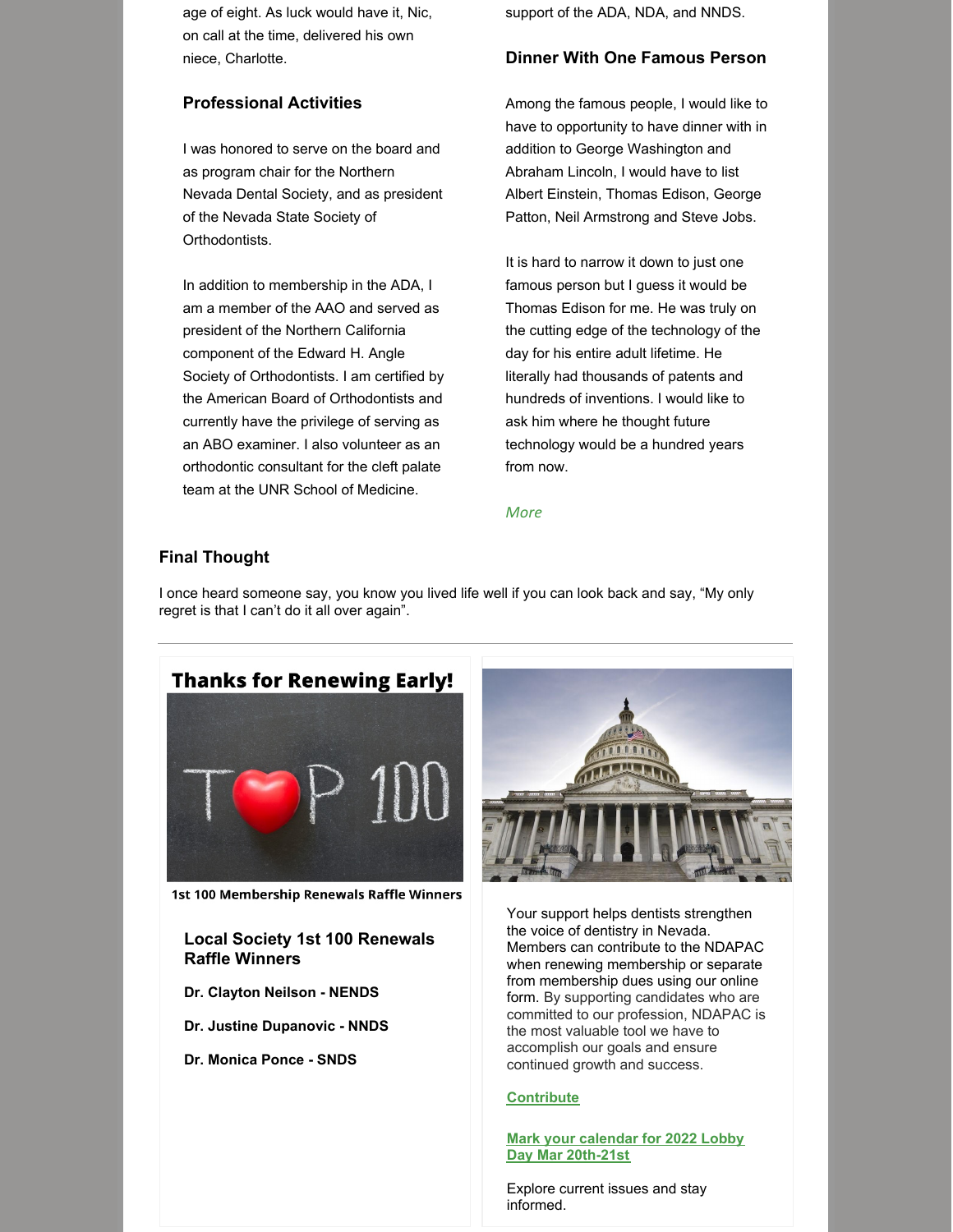age of eight. As luck would have it, Nic, on call at the time, delivered his own niece, Charlotte.

### Professional Activities

I was honored to serve on the board and as program chair for the Northern Nevada Dental Society, and as president of the Nevada State Society of Orthodontists.

In addition to membership in the ADA, I am a member of the AAO and served as president of the Northern California component of the Edward H. Angle Society of Orthodontists. I am certified by the American Board of Orthodontists and currently have the privilege of serving as an ABO examiner. I also volunteer as an orthodontic consultant for the cleft palate team at the UNR School of Medicine.

support of the ADA, NDA, and NNDS.

### Dinner With One Famous Person

Among the famous people, I would like to have to opportunity to have dinner with in addition to George Washington and Abraham Lincoln, I would have to list Albert Einstein, Thomas Edison, George Patton, Neil Armstrong and Steve Jobs.

It is hard to narrow it down to just one famous person but I guess it would be Thomas Edison for me. He was truly on the cutting edge of the technology of the day for his entire adult lifetime. He literally had thousands of patents and hundreds of inventions. I would like to ask him where he thought future technology would be a hundred years from now.

*More*

### Final Thought

I once heard someone say, you know you lived life well if you can look back and say, "My only regret is that I can't do it all over again".

---

**Thanks for Renewing Early!**

**1st 100 Membership Renewals Raffle Winners**

### Local Society 1st 100 Renewals Raffle Winners

**Dr. Clayton Neilson - NENDS**

**Dr. Justine Dupanovic - NNDS**

**Dr. Monica Ponce - SNDS**

Your support helps dentists strengthen the voice of dentistry in Nevada. Members can contribute to the NDAPAC when renewing membership or separate from membership dues using our online form. By supporting candidates who are committed to our profession, NDAPAC is the most valuable tool we have to accomplish our goals and ensure continued growth and success.

**Contribute**

**Mark your calendar for 2022 Lobby Day Mar 20th-21st**

Explore current issues and stay informed.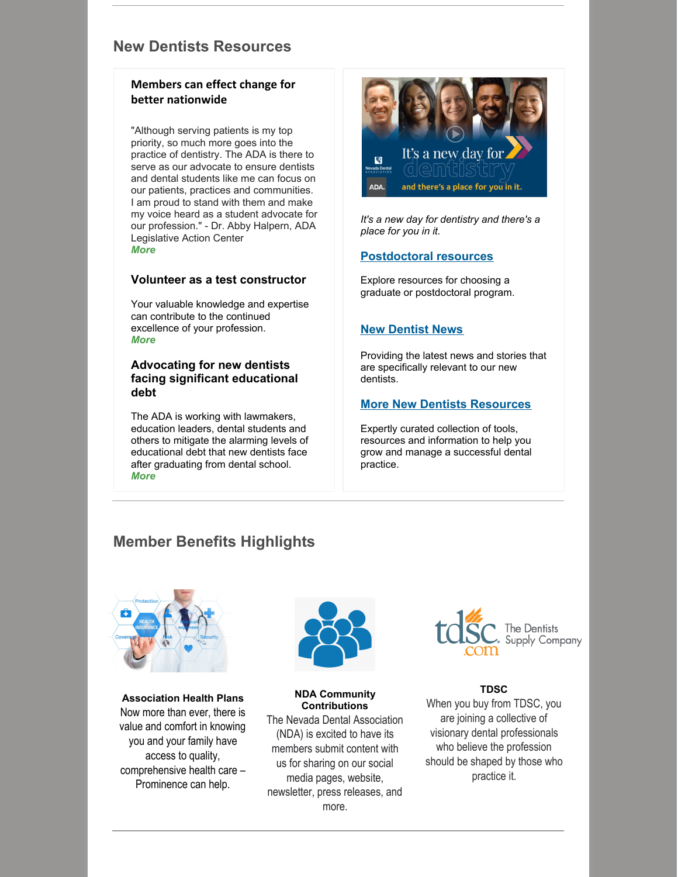## New Dentists Resources

### Members can effect change for better nationwide

"Although serving patients is my top priority, so much more goes into the practice of dentistry. The ADA is there to serve as our advocate to ensure dentists and dental students like me can focus on our patients, practices and communities. I am proud to stand with them and make my voice heard as a student advocate for our profession." - Dr. Abby Halpern, ADA Legislative Action Center
***More***

### Volunteer as a test constructor

Your valuable knowledge and expertise can contribute to the continued excellence of your profession.
***More***

### Advocating for new dentists facing significant educational debt

The ADA is working with lawmakers, education leaders, dental students and others to mitigate the alarming levels of educational debt that new dentists face after graduating from dental school.
***More***

*It's a new day for dentistry and there's a place for you in it.*

### Postdoctoral resources

Explore resources for choosing a graduate or postdoctoral program.

### New Dentist News

Providing the latest news and stories that are specifically relevant to our new dentists.

### More New Dentists Resources

Expertly curated collection of tools, resources and information to help you grow and manage a successful dental practice.

## Member Benefits Highlights

**Association Health Plans**
Now more than ever, there is value and comfort in knowing you and your family have access to quality, comprehensive health care – Prominence can help.

**NDA Community Contributions**
The Nevada Dental Association (NDA) is excited to have its members submit content with us for sharing on our social media pages, website, newsletter, press releases, and more.

**TDSC**
When you buy from TDSC, you are joining a collective of visionary dental professionals who believe the profession should be shaped by those who practice it.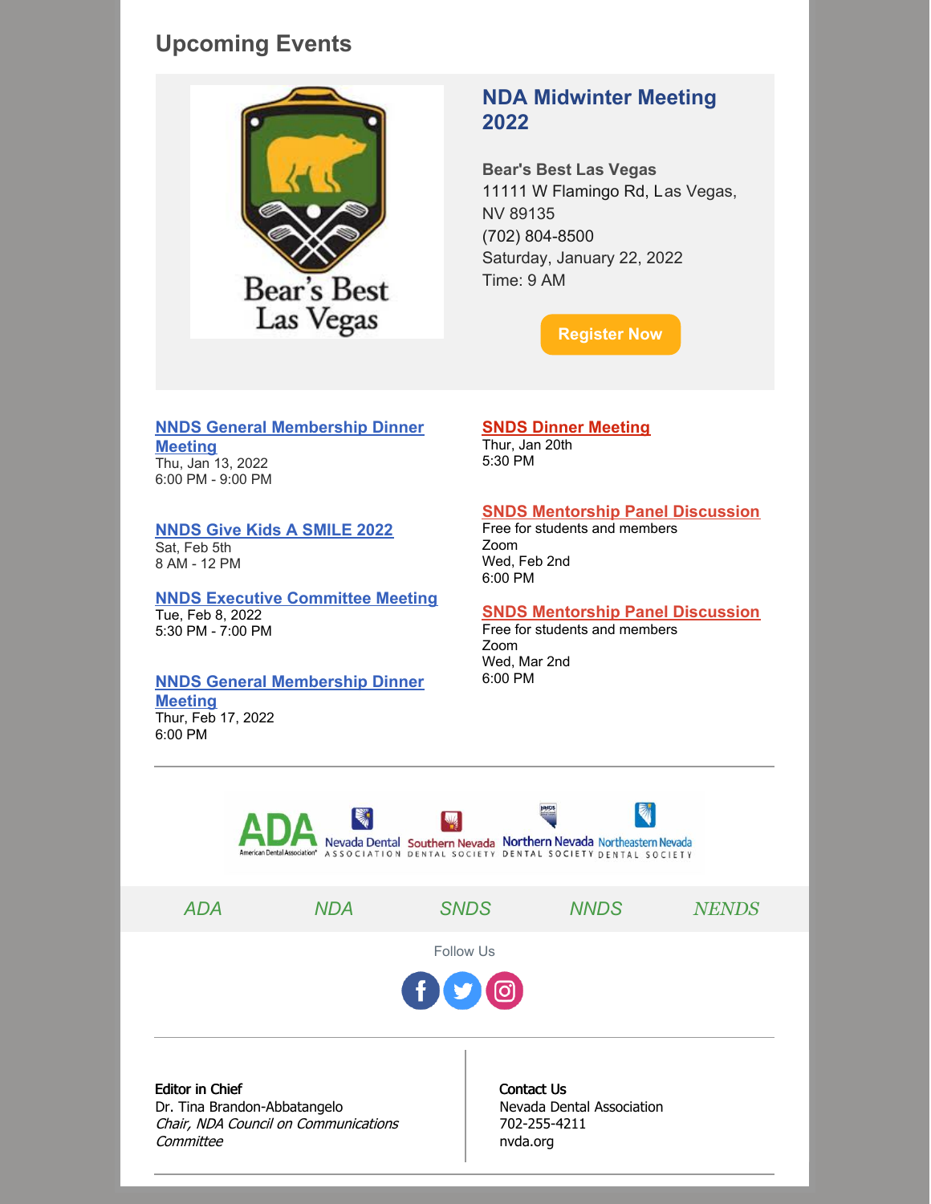## Upcoming Events

### NDA Midwinter Meeting 2022

**Bear's Best Las Vegas**
11111 W Flamingo Rd, Las Vegas, NV 89135
(702) 804-8500
Saturday, January 22, 2022
Time: 9 AM

Register Now

**NNDS General Membership Dinner Meeting**
Thu, Jan 13, 2022
6:00 PM - 9:00 PM

**NNDS Give Kids A SMILE 2022**
Sat, Feb 5th
8 AM - 12 PM

**NNDS Executive Committee Meeting**
Tue, Feb 8, 2022
5:30 PM - 7:00 PM

**NNDS General Membership Dinner Meeting**
Thur, Feb 17, 2022
6:00 PM

**SNDS Dinner Meeting**
Thur, Jan 20th
5:30 PM

**SNDS Mentorship Panel Discussion**
Free for students and members
Zoom
Wed, Feb 2nd
6:00 PM

**SNDS Mentorship Panel Discussion**
Free for students and members
Zoom
Wed, Mar 2nd
6:00 PM

---

ADA American Dental Association | Nevada Dental Association | Southern Nevada Dental Society | Northern Nevada Dental Society | Northeastern Nevada Dental Society

*ADA* | *NDA* | *SNDS* | *NNDS* | *NENDS*

Follow Us

---

**Editor in Chief**
Dr. Tina Brandon-Abbatangelo
*Chair, NDA Council on Communications Committee*

**Contact Us**
Nevada Dental Association
702-255-4211
nvda.org